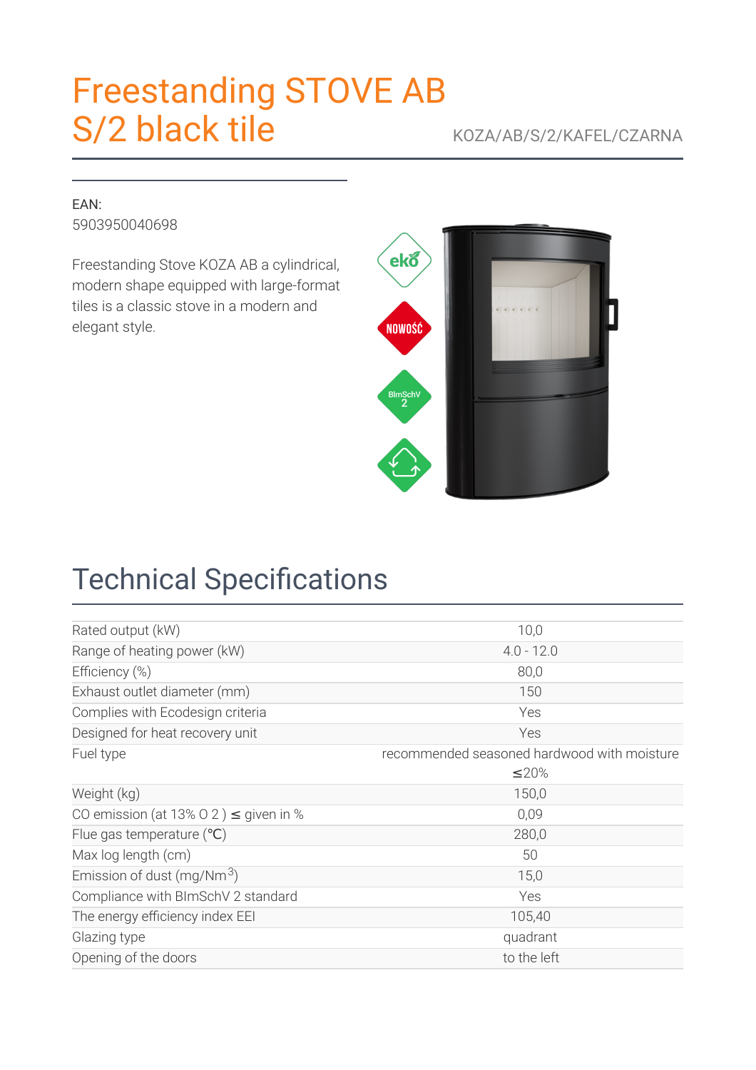# Freestanding STOVE AB S/2 black tile

KOZA/AB/S/2/KAFEL/CZARNA

EAN:
5903950040698

Freestanding Stove KOZA AB a cylindrical, modern shape equipped with large-format tiles is a classic stove in a modern and elegant style.

## Technical Specifications

| | |
|---|---|
| Rated output (kW) | 10,0 |
| Range of heating power (kW) | 4.0 - 12.0 |
| Efficiency (%) | 80,0 |
| Exhaust outlet diameter (mm) | 150 |
| Complies with Ecodesign criteria | Yes |
| Designed for heat recovery unit | Yes |
| Fuel type | recommended seasoned hardwood with moisture ≤20% |
| Weight (kg) | 150,0 |
| CO emission (at 13% O 2 ) ≤ given in % | 0,09 |
| Flue gas temperature (°C) | 280,0 |
| Max log length (cm) | 50 |
| Emission of dust (mg/Nm$^3$) | 15,0 |
| Compliance with BImSchV 2 standard | Yes |
| The energy efficiency index EEI | 105,40 |
| Glazing type | quadrant |
| Opening of the doors | to the left |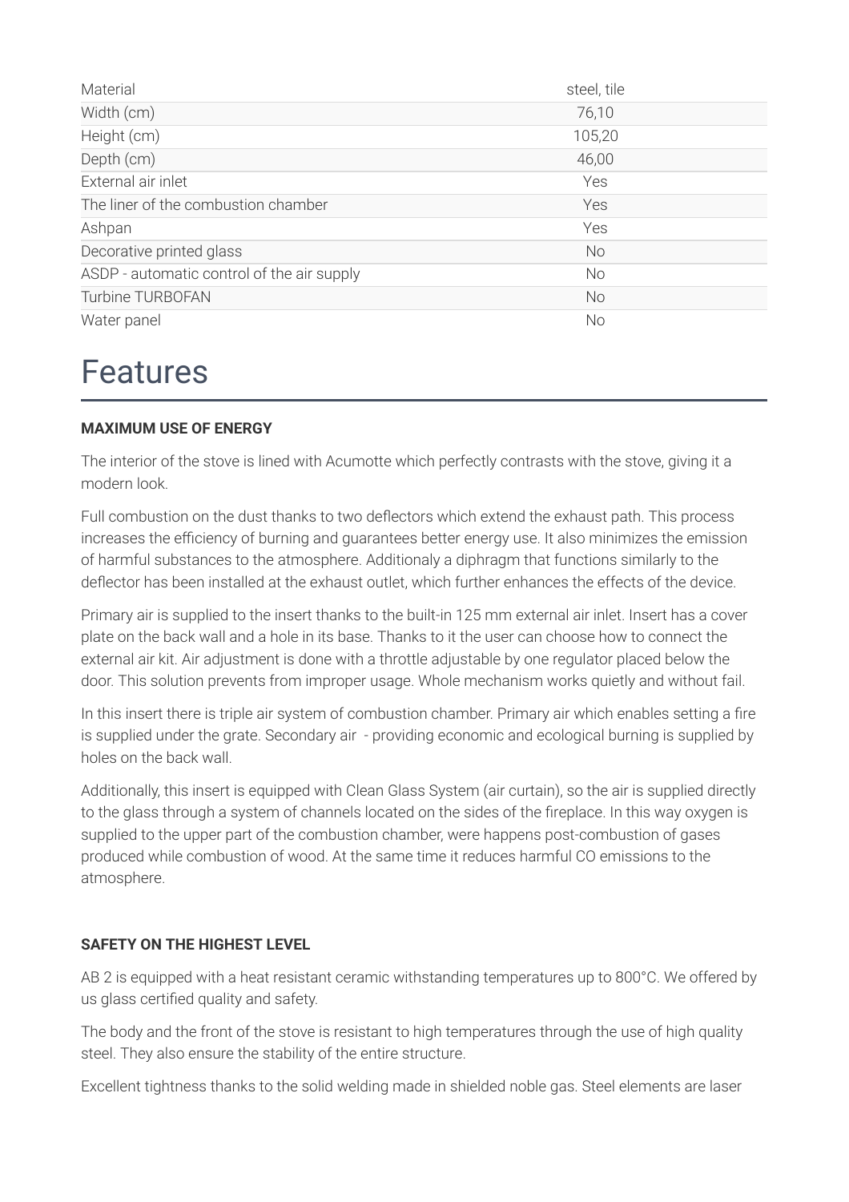| Material | steel, tile |
| --- | --- |
| Width (cm) | 76,10 |
| Height (cm) | 105,20 |
| Depth (cm) | 46,00 |
| External air inlet | Yes |
| The liner of the combustion chamber | Yes |
| Ashpan | Yes |
| Decorative printed glass | No |
| ASDP - automatic control of the air supply | No |
| Turbine TURBOFAN | No |
| Water panel | No |

# Features

**MAXIMUM USE OF ENERGY**

The interior of the stove is lined with Acumotte which perfectly contrasts with the stove, giving it a modern look.

Full combustion on the dust thanks to two deflectors which extend the exhaust path. This process increases the efficiency of burning and guarantees better energy use. It also minimizes the emission of harmful substances to the atmosphere. Additionaly a diphragm that functions similarly to the deflector has been installed at the exhaust outlet, which further enhances the effects of the device.

Primary air is supplied to the insert thanks to the built-in 125 mm external air inlet. Insert has a cover plate on the back wall and a hole in its base. Thanks to it the user can choose how to connect the external air kit. Air adjustment is done with a throttle adjustable by one regulator placed below the door. This solution prevents from improper usage. Whole mechanism works quietly and without fail.

In this insert there is triple air system of combustion chamber. Primary air which enables setting a fire is supplied under the grate. Secondary air - providing economic and ecological burning is supplied by holes on the back wall.

Additionally, this insert is equipped with Clean Glass System (air curtain), so the air is supplied directly to the glass through a system of channels located on the sides of the fireplace. In this way oxygen is supplied to the upper part of the combustion chamber, were happens post-combustion of gases produced while combustion of wood. At the same time it reduces harmful CO emissions to the atmosphere.

**SAFETY ON THE HIGHEST LEVEL**

AB 2 is equipped with a heat resistant ceramic withstanding temperatures up to 800°C. We offered by us glass certified quality and safety.

The body and the front of the stove is resistant to high temperatures through the use of high quality steel. They also ensure the stability of the entire structure.

Excellent tightness thanks to the solid welding made in shielded noble gas. Steel elements are laser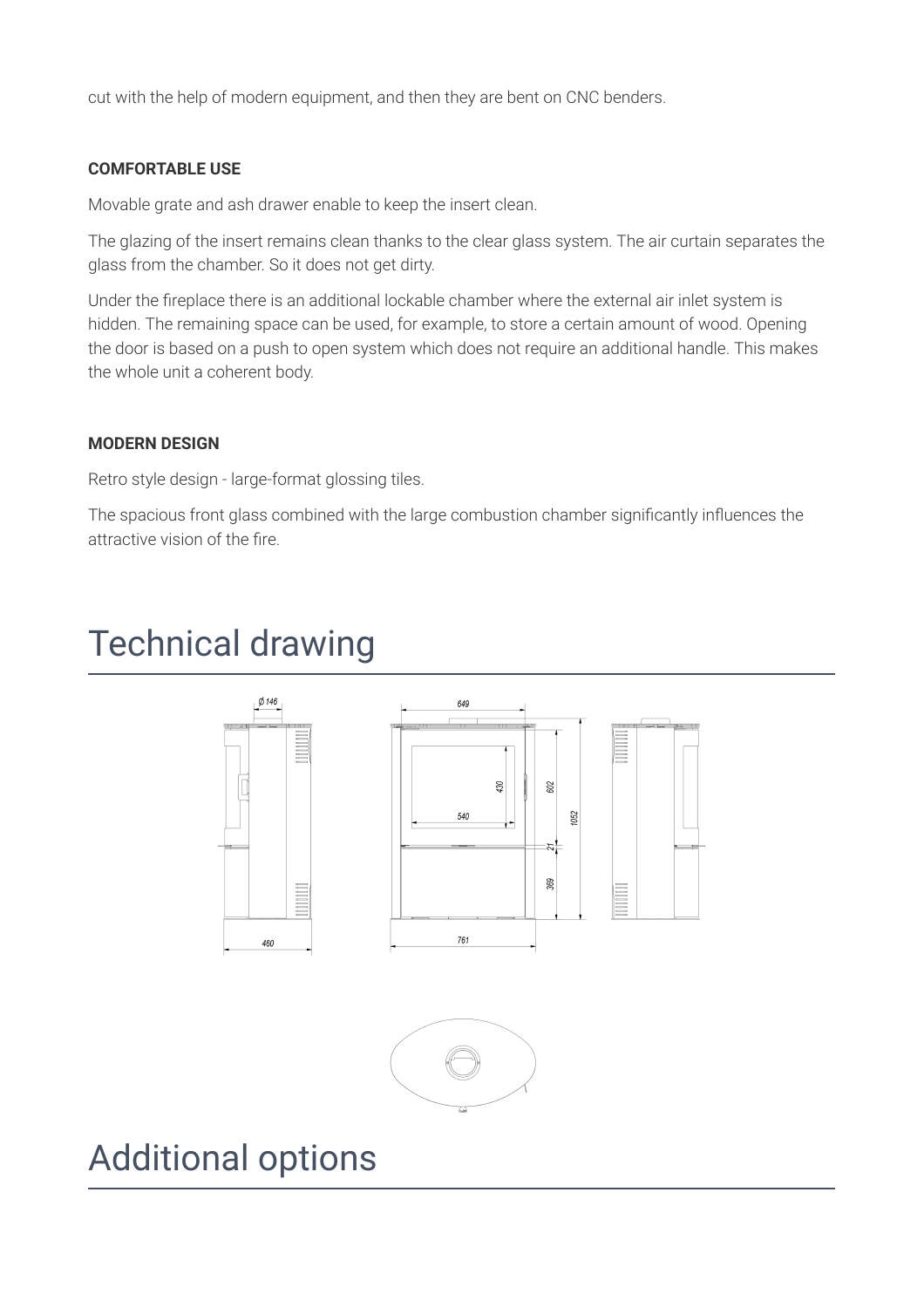cut with the help of modern equipment, and then they are bent on CNC benders.

**COMFORTABLE USE**

Movable grate and ash drawer enable to keep the insert clean.

The glazing of the insert remains clean thanks to the clear glass system. The air curtain separates the glass from the chamber. So it does not get dirty.

Under the fireplace there is an additional lockable chamber where the external air inlet system is hidden. The remaining space can be used, for example, to store a certain amount of wood. Opening the door is based on a push to open system which does not require an additional handle. This makes the whole unit a coherent body.

**MODERN DESIGN**

Retro style design - large-format glossing tiles.

The spacious front glass combined with the large combustion chamber significantly influences the attractive vision of the fire.

# Technical drawing

# Additional options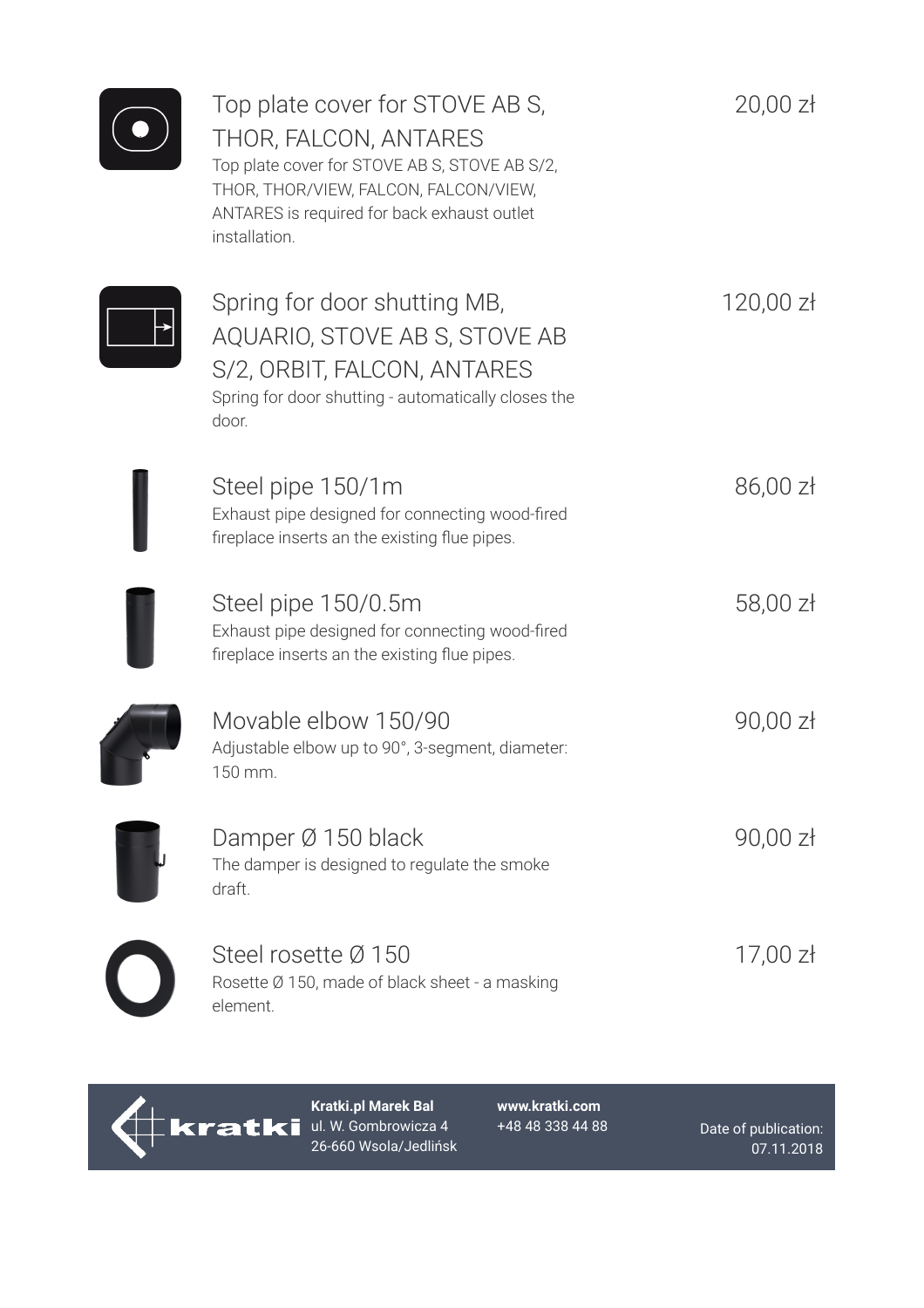### Top plate cover for STOVE AB S, THOR, FALCON, ANTARES

20,00 zł

Top plate cover for STOVE AB S, STOVE AB S/2, THOR, THOR/VIEW, FALCON, FALCON/VIEW, ANTARES is required for back exhaust outlet installation.

### Spring for door shutting MB, AQUARIO, STOVE AB S, STOVE AB S/2, ORBIT, FALCON, ANTARES

120,00 zł

Spring for door shutting - automatically closes the door.

### Steel pipe 150/1m

86,00 zł

Exhaust pipe designed for connecting wood-fired fireplace inserts an the existing flue pipes.

### Steel pipe 150/0.5m

58,00 zł

Exhaust pipe designed for connecting wood-fired fireplace inserts an the existing flue pipes.

### Movable elbow 150/90

90,00 zł

Adjustable elbow up to 90°, 3-segment, diameter: 150 mm.

### Damper Ø 150 black

90,00 zł

The damper is designed to regulate the smoke draft.

### Steel rosette Ø 150

17,00 zł

Rosette Ø 150, made of black sheet - a masking element.

**Kratki.pl Marek Bal**
ul. W. Gombrowicza 4
26-660 Wsola/Jedlińsk

**www.kratki.com**
+48 48 338 44 88

Date of publication: 07.11.2018